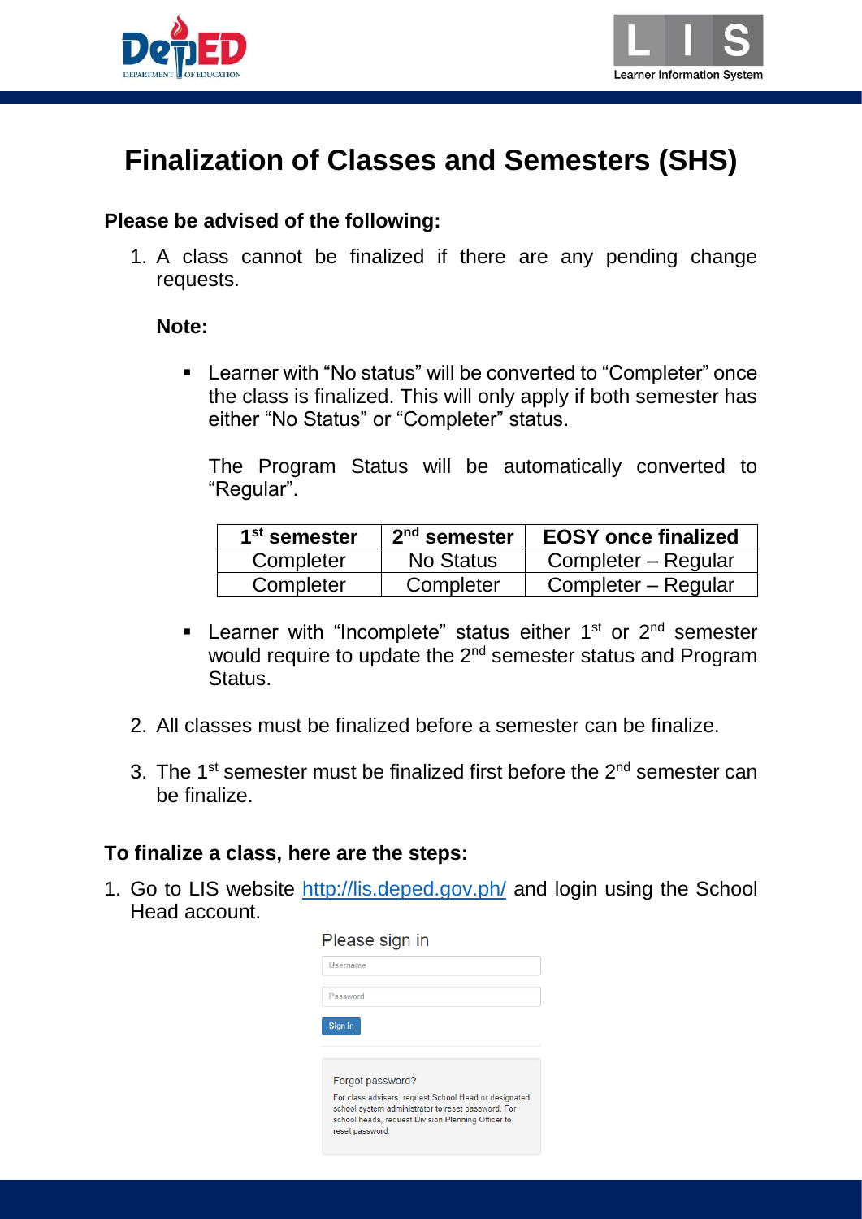# Finalization of Classes and Semesters (SHS)

**Please be advised of the following:**

1. A class cannot be finalized if there are any pending change requests.

   **Note:**

   - Learner with "No status" will be converted to "Completer" once the class is finalized. This will only apply if both semester has either "No Status" or "Completer" status.

     The Program Status will be automatically converted to "Regular".

     | 1st semester | 2nd semester | EOSY once finalized |
     |---|---|---|
     | Completer | No Status | Completer – Regular |
     | Completer | Completer | Completer – Regular |

   - Learner with "Incomplete" status either 1st or 2nd semester would require to update the 2nd semester status and Program Status.

2. All classes must be finalized before a semester can be finalize.

3. The 1st semester must be finalized first before the 2nd semester can be finalize.

**To finalize a class, here are the steps:**

1. Go to LIS website http://lis.deped.gov.ph/ and login using the School Head account.

   Please sign in

   Username

   Password

   Sign in

   Forgot password?

   For class advisers, request School Head or designated school system administrator to reset password. For school heads, request Division Planning Officer to reset password.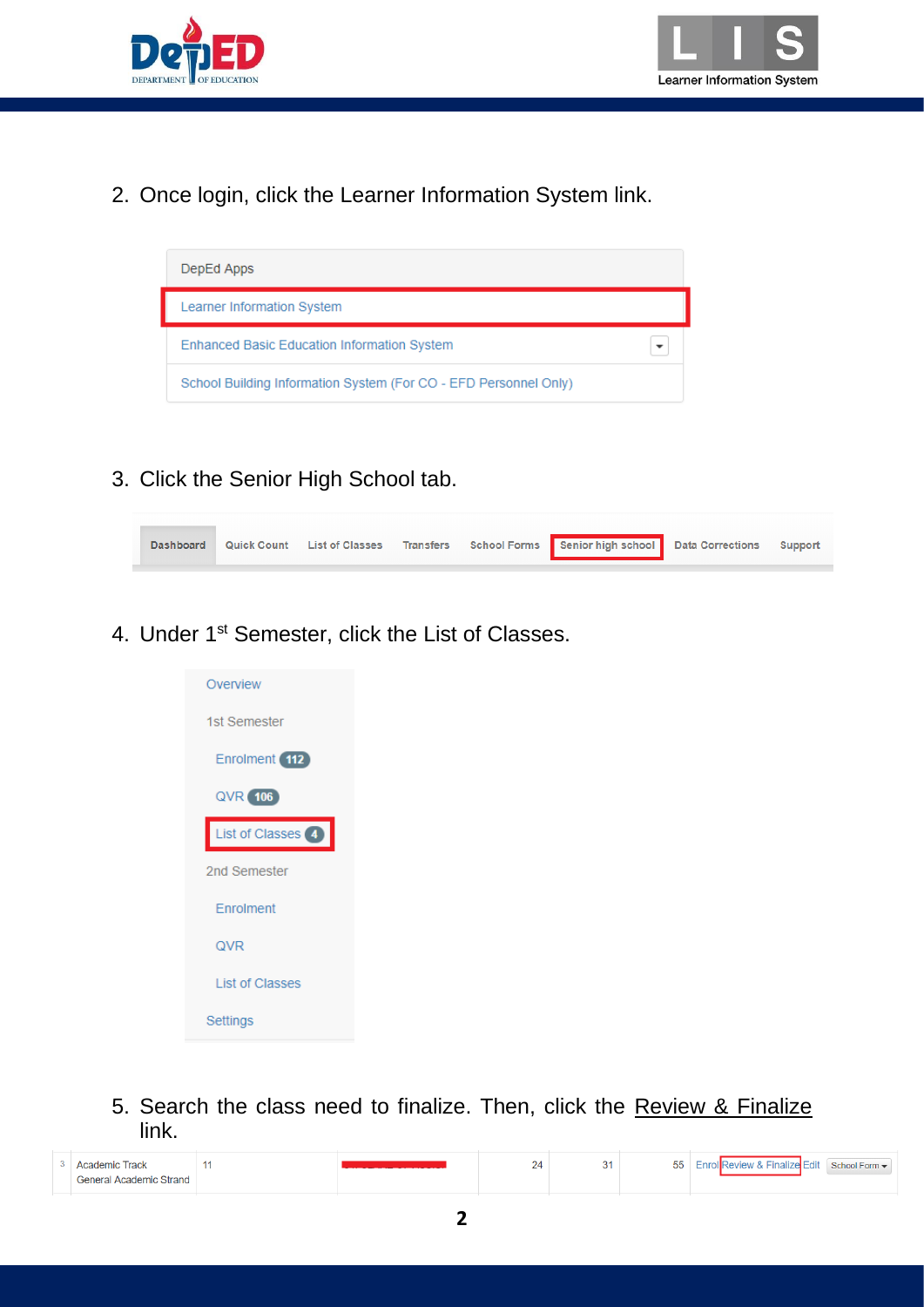2. Once login, click the Learner Information System link.

DepEd Apps

- Learner Information System
- Enhanced Basic Education Information System
- School Building Information System (For CO - EFD Personnel Only)

3. Click the Senior High School tab.

Dashboard | Quick Count | List of Classes | Transfers | School Forms | Senior high school | Data Corrections | Support

4. Under 1st Semester, click the List of Classes.

- Overview
- 1st Semester
  - Enrolment 112
  - QVR 106
  - List of Classes 4
- 2nd Semester
  - Enrolment
  - QVR
  - List of Classes
- Settings

5. Search the class need to finalize. Then, click the Review & Finalize link.

| 3 | Academic Track General Academic Strand | 11 | | 24 | 31 | 55 | Enrol Review & Finalize Edit | School Form |
|---|---|---|---|---|---|---|---|---|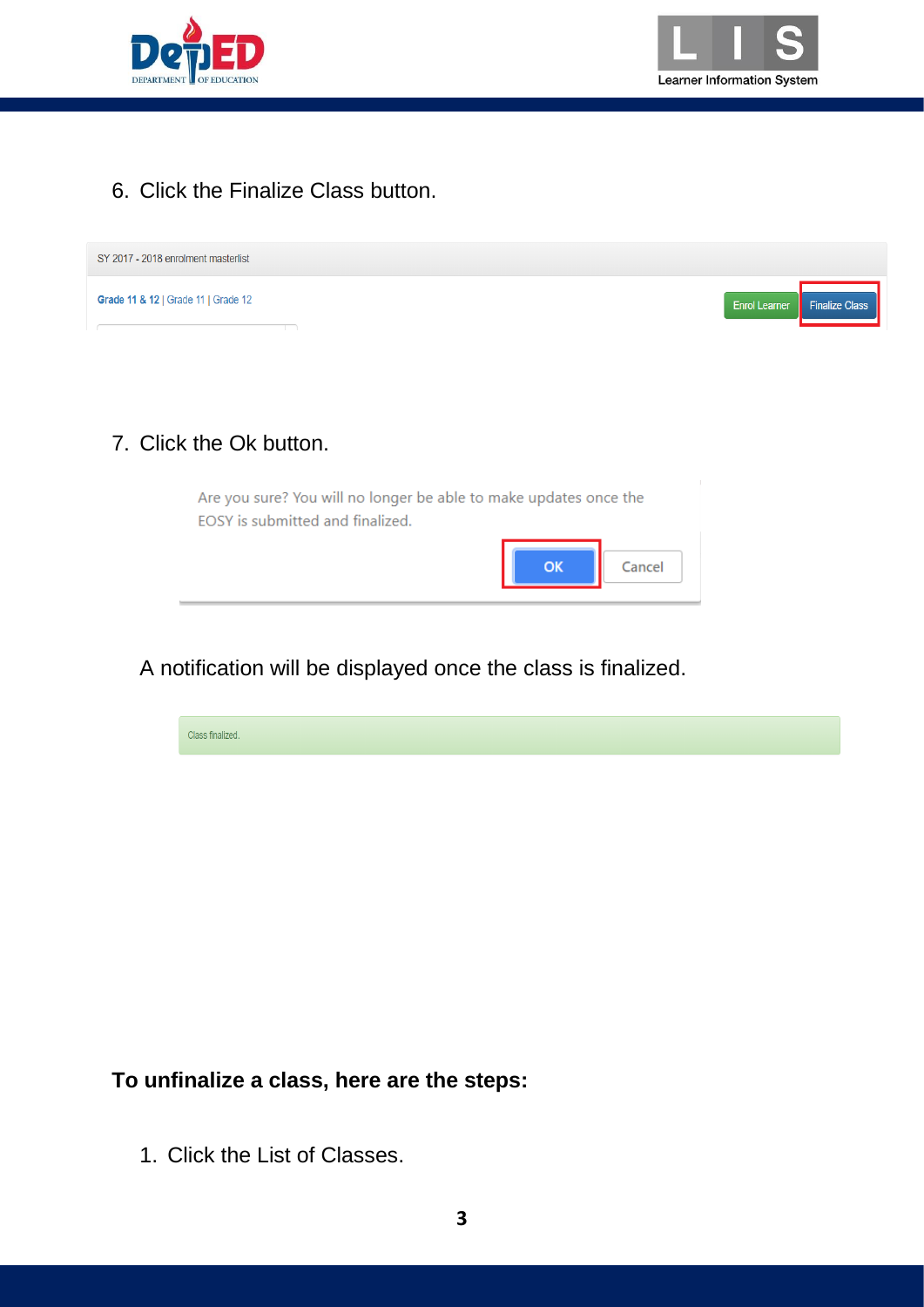6. Click the Finalize Class button.

7. Click the Ok button.

A notification will be displayed once the class is finalized.

**To unfinalize a class, here are the steps:**

1. Click the List of Classes.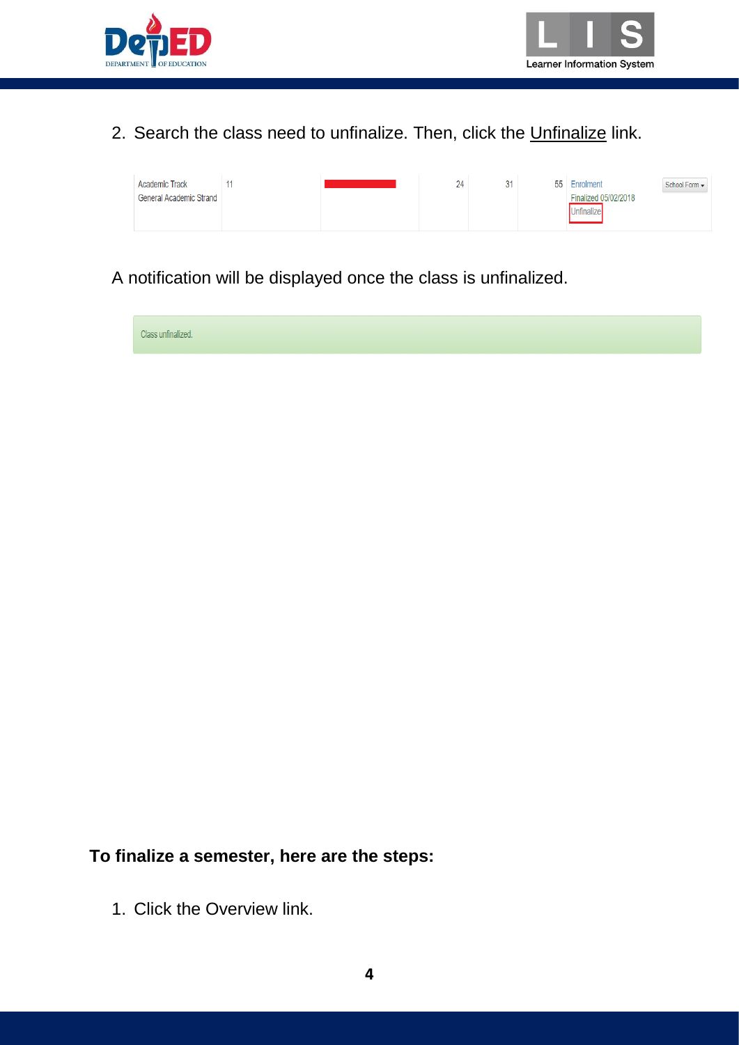2. Search the class need to unfinalize. Then, click the Unfinalize link.

| Academic Track General Academic Strand | 11 | | 24 | 31 | 55 | Enrolment Finalized 05/02/2018 Unfinalize | School Form ▾ |
|---|---|---|---|---|---|---|---|

A notification will be displayed once the class is unfinalized.

Class unfinalized.

**To finalize a semester, here are the steps:**

1. Click the Overview link.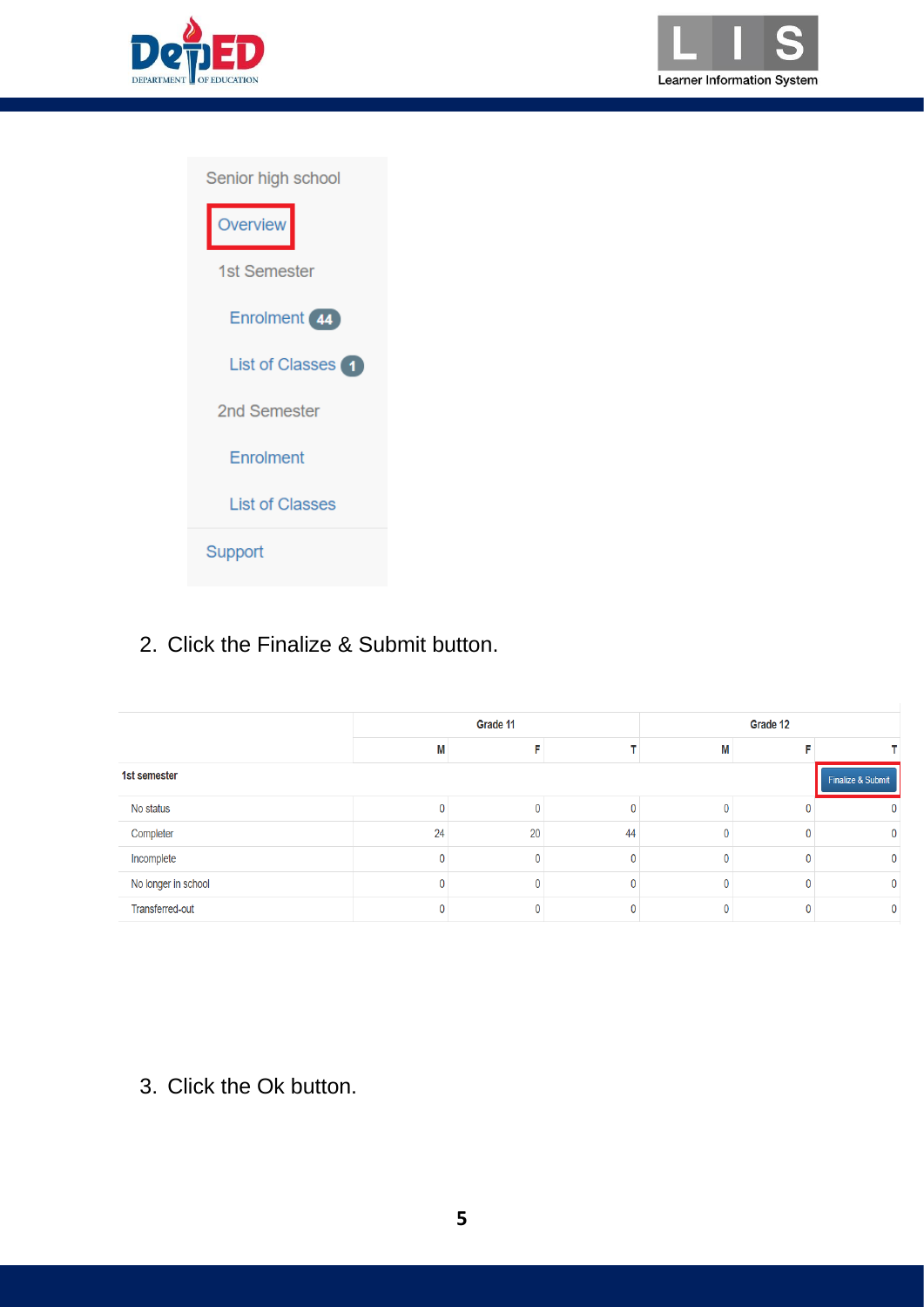Senior high school

Overview

1st Semester

Enrolment 44

List of Classes 1

2nd Semester

Enrolment

List of Classes

Support

2. Click the Finalize & Submit button.

| | Grade 11 | | | Grade 12 | | |
|---|---|---|---|---|---|---|
| | M | F | T | M | F | T |
| 1st semester | | | | | | Finalize & Submit |
| No status | 0 | 0 | 0 | 0 | 0 | 0 |
| Completer | 24 | 20 | 44 | 0 | 0 | 0 |
| Incomplete | 0 | 0 | 0 | 0 | 0 | 0 |
| No longer in school | 0 | 0 | 0 | 0 | 0 | 0 |
| Transferred-out | 0 | 0 | 0 | 0 | 0 | 0 |

3. Click the Ok button.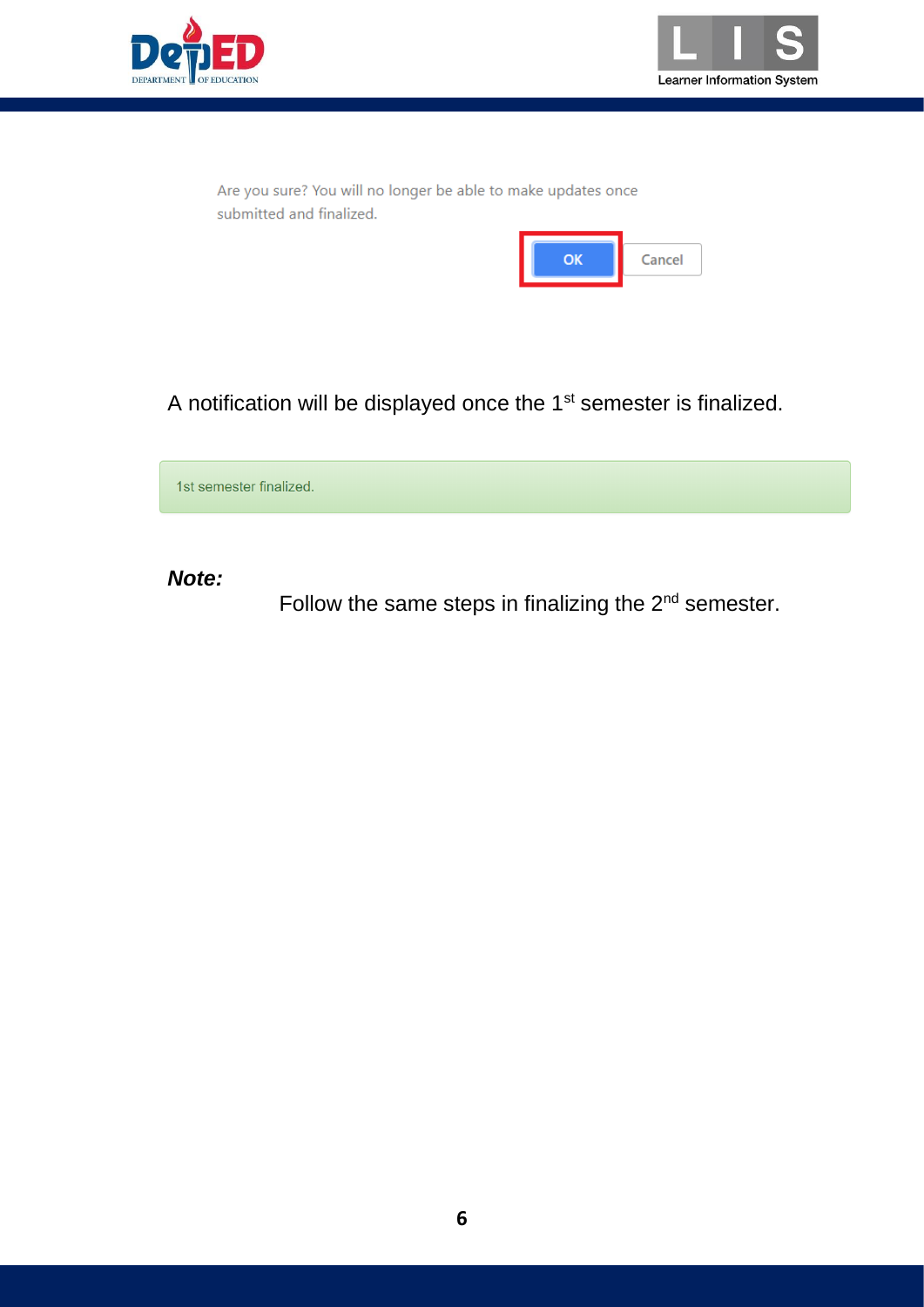Are you sure? You will no longer be able to make updates once submitted and finalized.

OK Cancel

A notification will be displayed once the 1st semester is finalized.

1st semester finalized.

***Note:***

Follow the same steps in finalizing the 2nd semester.